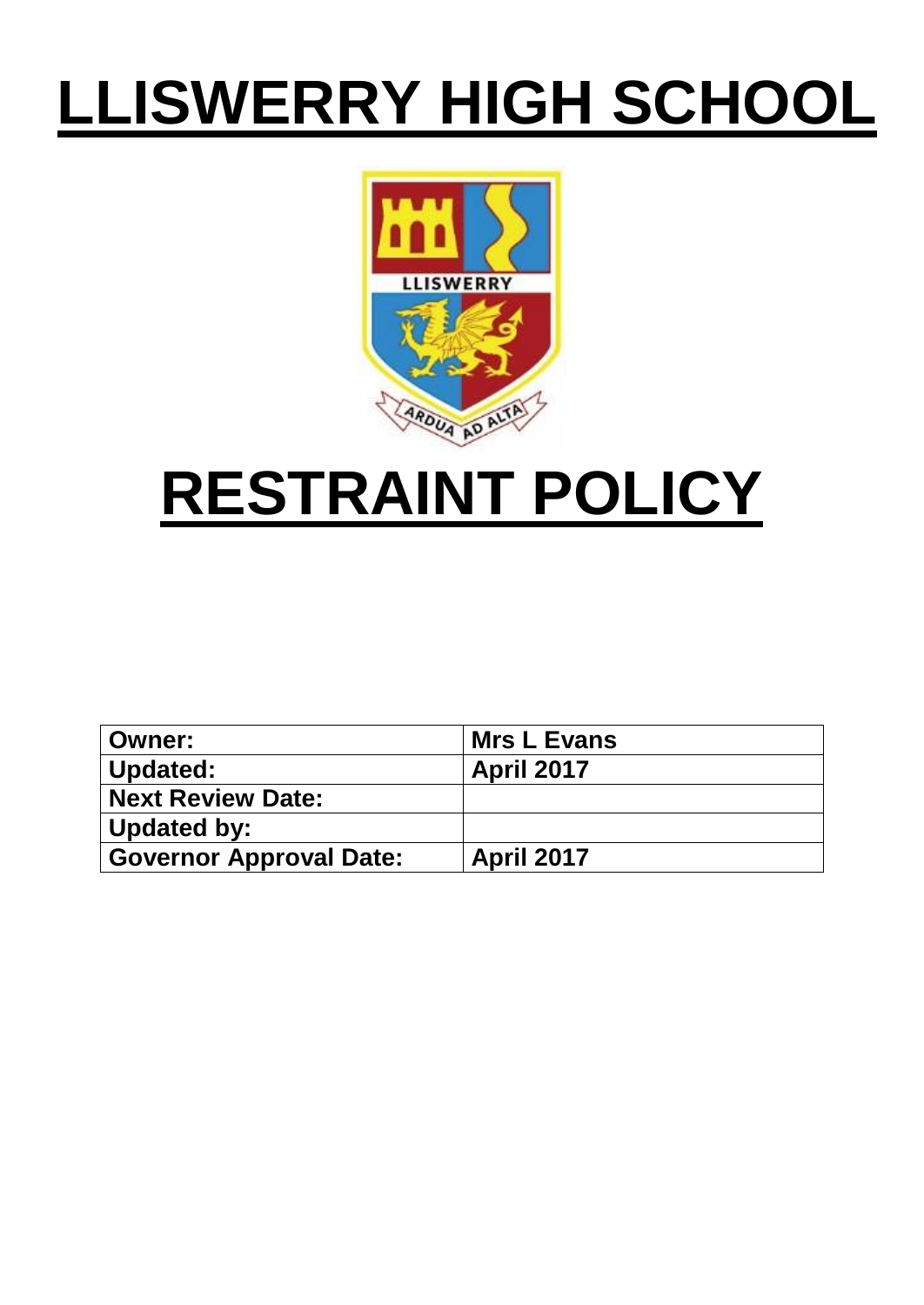# LLISWERRY HIGH SCHOOL

# RESTRAINT POLICY

| Owner: | Mrs L Evans |
|---|---|
| Updated: | April 2017 |
| Next Review Date: | |
| Updated by: | |
| Governor Approval Date: | April 2017 |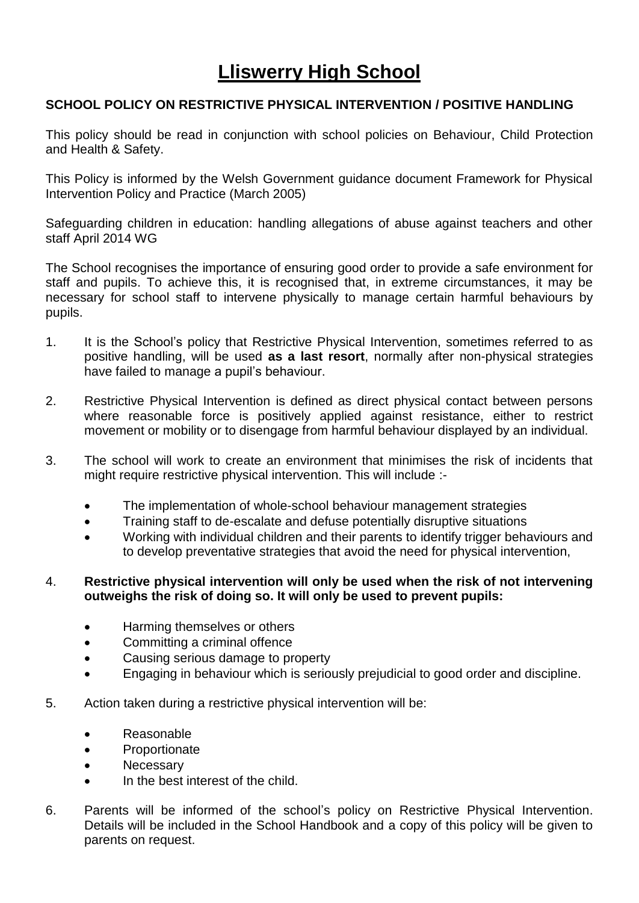# Lliswerry High School

**SCHOOL POLICY ON RESTRICTIVE PHYSICAL INTERVENTION / POSITIVE HANDLING**

This policy should be read in conjunction with school policies on Behaviour, Child Protection and Health & Safety.

This Policy is informed by the Welsh Government guidance document Framework for Physical Intervention Policy and Practice (March 2005)

Safeguarding children in education: handling allegations of abuse against teachers and other staff April 2014 WG

The School recognises the importance of ensuring good order to provide a safe environment for staff and pupils. To achieve this, it is recognised that, in extreme circumstances, it may be necessary for school staff to intervene physically to manage certain harmful behaviours by pupils.

1. It is the School's policy that Restrictive Physical Intervention, sometimes referred to as positive handling, will be used **as a last resort**, normally after non-physical strategies have failed to manage a pupil's behaviour.

2. Restrictive Physical Intervention is defined as direct physical contact between persons where reasonable force is positively applied against resistance, either to restrict movement or mobility or to disengage from harmful behaviour displayed by an individual.

3. The school will work to create an environment that minimises the risk of incidents that might require restrictive physical intervention. This will include :-

   - The implementation of whole-school behaviour management strategies
   - Training staff to de-escalate and defuse potentially disruptive situations
   - Working with individual children and their parents to identify trigger behaviours and to develop preventative strategies that avoid the need for physical intervention,

4. **Restrictive physical intervention will only be used when the risk of not intervening outweighs the risk of doing so. It will only be used to prevent pupils:**

   - Harming themselves or others
   - Committing a criminal offence
   - Causing serious damage to property
   - Engaging in behaviour which is seriously prejudicial to good order and discipline.

5. Action taken during a restrictive physical intervention will be:

   - Reasonable
   - Proportionate
   - Necessary
   - In the best interest of the child.

6. Parents will be informed of the school's policy on Restrictive Physical Intervention. Details will be included in the School Handbook and a copy of this policy will be given to parents on request.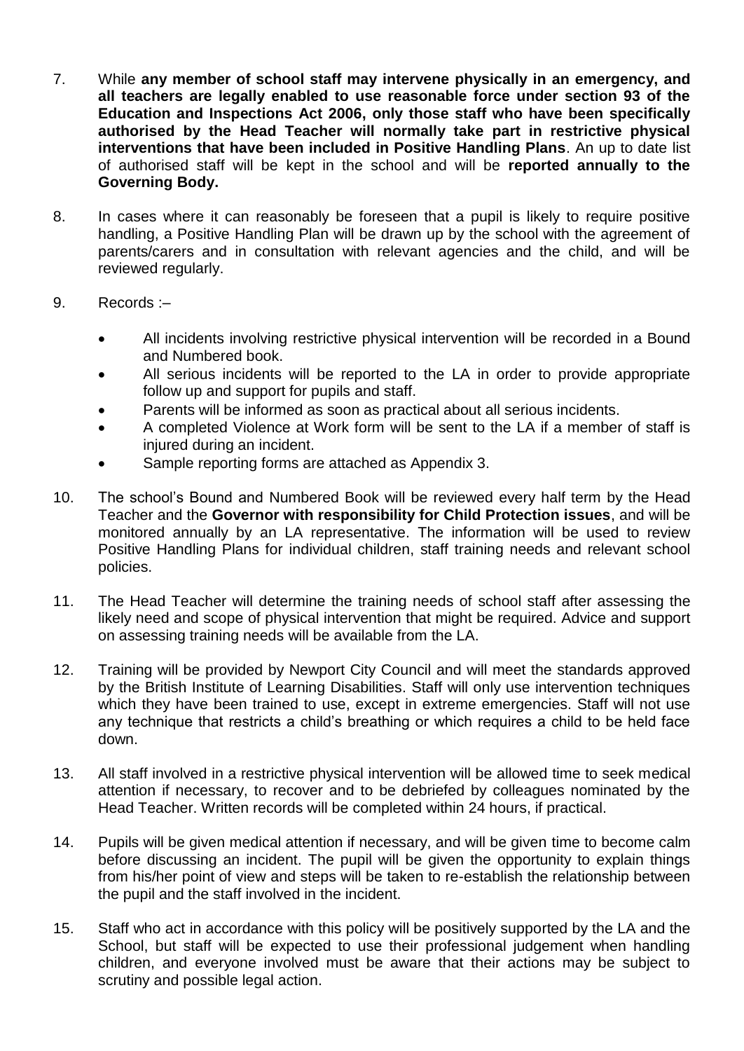7. While **any member of school staff may intervene physically in an emergency, and all teachers are legally enabled to use reasonable force under section 93 of the Education and Inspections Act 2006, only those staff who have been specifically authorised by the Head Teacher will normally take part in restrictive physical interventions that have been included in Positive Handling Plans**. An up to date list of authorised staff will be kept in the school and will be **reported annually to the Governing Body.**

8. In cases where it can reasonably be foreseen that a pupil is likely to require positive handling, a Positive Handling Plan will be drawn up by the school with the agreement of parents/carers and in consultation with relevant agencies and the child, and will be reviewed regularly.

9. Records :–

   - All incidents involving restrictive physical intervention will be recorded in a Bound and Numbered book.
   - All serious incidents will be reported to the LA in order to provide appropriate follow up and support for pupils and staff.
   - Parents will be informed as soon as practical about all serious incidents.
   - A completed Violence at Work form will be sent to the LA if a member of staff is injured during an incident.
   - Sample reporting forms are attached as Appendix 3.

10. The school's Bound and Numbered Book will be reviewed every half term by the Head Teacher and the **Governor with responsibility for Child Protection issues**, and will be monitored annually by an LA representative. The information will be used to review Positive Handling Plans for individual children, staff training needs and relevant school policies.

11. The Head Teacher will determine the training needs of school staff after assessing the likely need and scope of physical intervention that might be required. Advice and support on assessing training needs will be available from the LA.

12. Training will be provided by Newport City Council and will meet the standards approved by the British Institute of Learning Disabilities. Staff will only use intervention techniques which they have been trained to use, except in extreme emergencies. Staff will not use any technique that restricts a child's breathing or which requires a child to be held face down.

13. All staff involved in a restrictive physical intervention will be allowed time to seek medical attention if necessary, to recover and to be debriefed by colleagues nominated by the Head Teacher. Written records will be completed within 24 hours, if practical.

14. Pupils will be given medical attention if necessary, and will be given time to become calm before discussing an incident. The pupil will be given the opportunity to explain things from his/her point of view and steps will be taken to re-establish the relationship between the pupil and the staff involved in the incident.

15. Staff who act in accordance with this policy will be positively supported by the LA and the School, but staff will be expected to use their professional judgement when handling children, and everyone involved must be aware that their actions may be subject to scrutiny and possible legal action.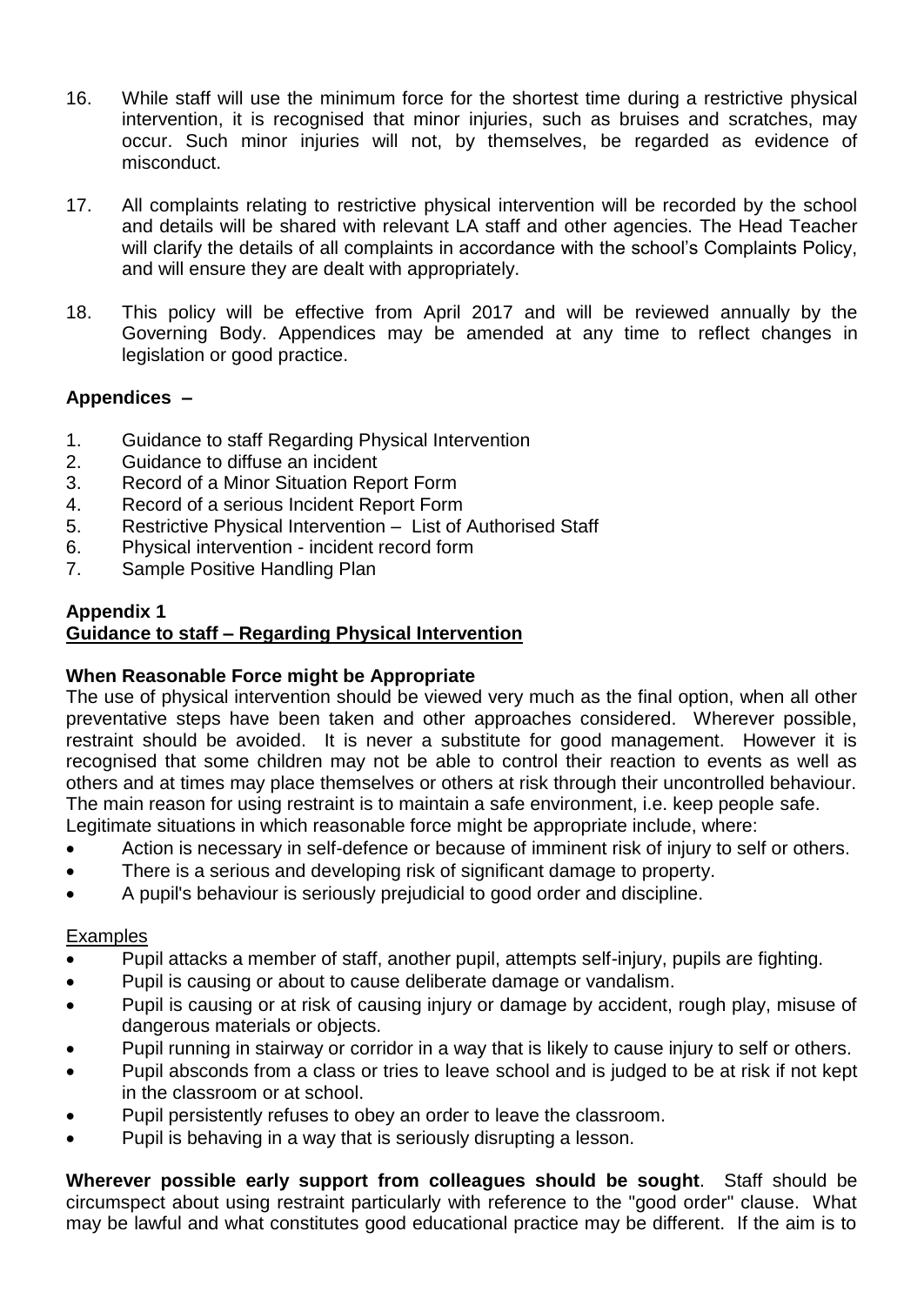16. While staff will use the minimum force for the shortest time during a restrictive physical intervention, it is recognised that minor injuries, such as bruises and scratches, may occur. Such minor injuries will not, by themselves, be regarded as evidence of misconduct.

17. All complaints relating to restrictive physical intervention will be recorded by the school and details will be shared with relevant LA staff and other agencies. The Head Teacher will clarify the details of all complaints in accordance with the school's Complaints Policy, and will ensure they are dealt with appropriately.

18. This policy will be effective from April 2017 and will be reviewed annually by the Governing Body. Appendices may be amended at any time to reflect changes in legislation or good practice.

**Appendices –**

1. Guidance to staff Regarding Physical Intervention
2. Guidance to diffuse an incident
3. Record of a Minor Situation Report Form
4. Record of a serious Incident Report Form
5. Restrictive Physical Intervention – List of Authorised Staff
6. Physical intervention - incident record form
7. Sample Positive Handling Plan

**Appendix 1**
**<u>Guidance to staff – Regarding Physical Intervention</u>**

**When Reasonable Force might be Appropriate**

The use of physical intervention should be viewed very much as the final option, when all other preventative steps have been taken and other approaches considered. Wherever possible, restraint should be avoided. It is never a substitute for good management. However it is recognised that some children may not be able to control their reaction to events as well as others and at times may place themselves or others at risk through their uncontrolled behaviour. The main reason for using restraint is to maintain a safe environment, i.e. keep people safe.
Legitimate situations in which reasonable force might be appropriate include, where:

- Action is necessary in self-defence or because of imminent risk of injury to self or others.
- There is a serious and developing risk of significant damage to property.
- A pupil's behaviour is seriously prejudicial to good order and discipline.

<u>Examples</u>

- Pupil attacks a member of staff, another pupil, attempts self-injury, pupils are fighting.
- Pupil is causing or about to cause deliberate damage or vandalism.
- Pupil is causing or at risk of causing injury or damage by accident, rough play, misuse of dangerous materials or objects.
- Pupil running in stairway or corridor in a way that is likely to cause injury to self or others.
- Pupil absconds from a class or tries to leave school and is judged to be at risk if not kept in the classroom or at school.
- Pupil persistently refuses to obey an order to leave the classroom.
- Pupil is behaving in a way that is seriously disrupting a lesson.

**Wherever possible early support from colleagues should be sought**. Staff should be circumspect about using restraint particularly with reference to the "good order" clause. What may be lawful and what constitutes good educational practice may be different. If the aim is to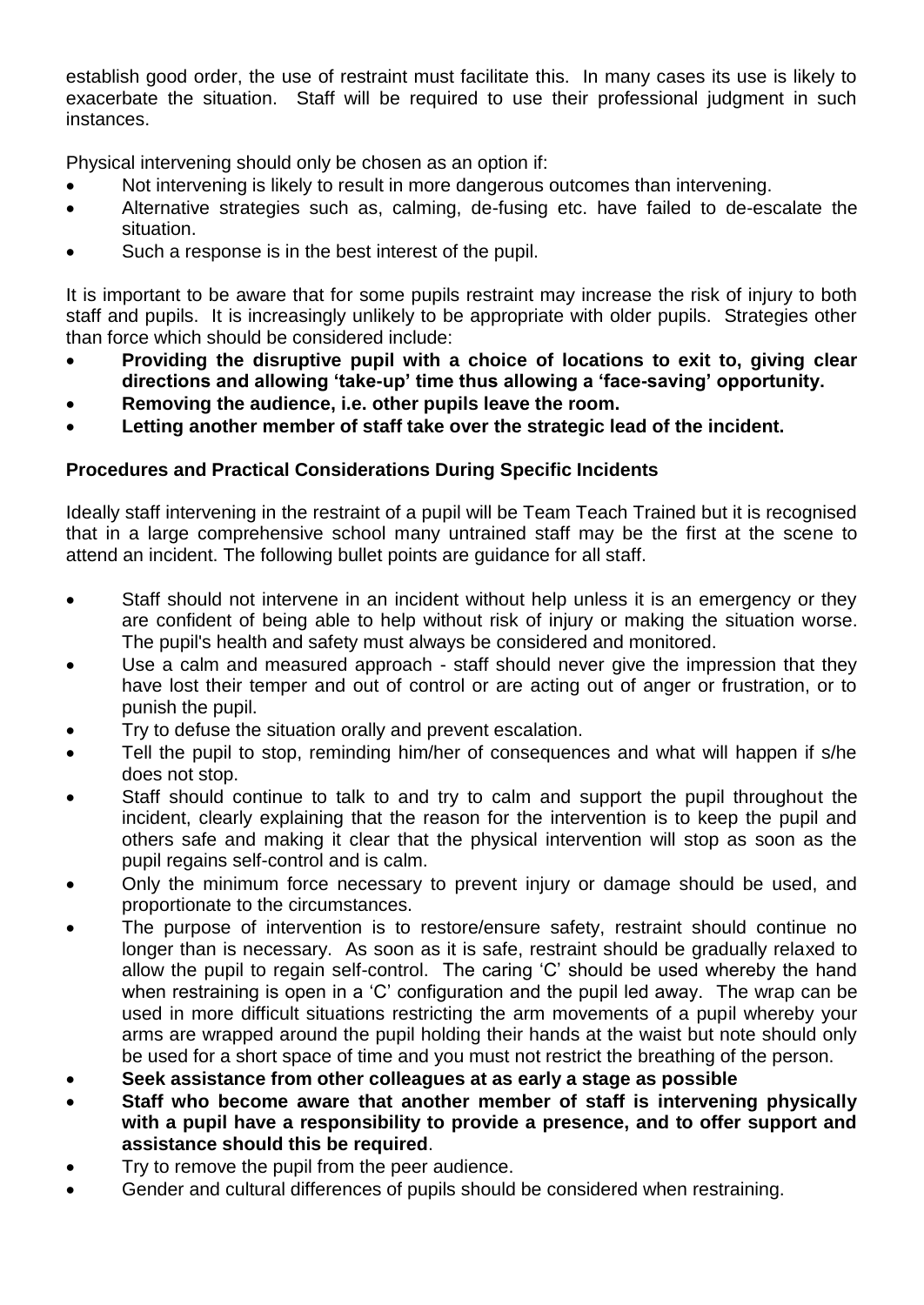establish good order, the use of restraint must facilitate this. In many cases its use is likely to exacerbate the situation. Staff will be required to use their professional judgment in such instances.

Physical intervening should only be chosen as an option if:

- Not intervening is likely to result in more dangerous outcomes than intervening.
- Alternative strategies such as, calming, de-fusing etc. have failed to de-escalate the situation.
- Such a response is in the best interest of the pupil.

It is important to be aware that for some pupils restraint may increase the risk of injury to both staff and pupils. It is increasingly unlikely to be appropriate with older pupils. Strategies other than force which should be considered include:

- **Providing the disruptive pupil with a choice of locations to exit to, giving clear directions and allowing 'take-up' time thus allowing a 'face-saving' opportunity.**
- **Removing the audience, i.e. other pupils leave the room.**
- **Letting another member of staff take over the strategic lead of the incident.**

**Procedures and Practical Considerations During Specific Incidents**

Ideally staff intervening in the restraint of a pupil will be Team Teach Trained but it is recognised that in a large comprehensive school many untrained staff may be the first at the scene to attend an incident. The following bullet points are guidance for all staff.

- Staff should not intervene in an incident without help unless it is an emergency or they are confident of being able to help without risk of injury or making the situation worse. The pupil's health and safety must always be considered and monitored.
- Use a calm and measured approach - staff should never give the impression that they have lost their temper and out of control or are acting out of anger or frustration, or to punish the pupil.
- Try to defuse the situation orally and prevent escalation.
- Tell the pupil to stop, reminding him/her of consequences and what will happen if s/he does not stop.
- Staff should continue to talk to and try to calm and support the pupil throughout the incident, clearly explaining that the reason for the intervention is to keep the pupil and others safe and making it clear that the physical intervention will stop as soon as the pupil regains self-control and is calm.
- Only the minimum force necessary to prevent injury or damage should be used, and proportionate to the circumstances.
- The purpose of intervention is to restore/ensure safety, restraint should continue no longer than is necessary. As soon as it is safe, restraint should be gradually relaxed to allow the pupil to regain self-control. The caring 'C' should be used whereby the hand when restraining is open in a 'C' configuration and the pupil led away. The wrap can be used in more difficult situations restricting the arm movements of a pupil whereby your arms are wrapped around the pupil holding their hands at the waist but note should only be used for a short space of time and you must not restrict the breathing of the person.
- **Seek assistance from other colleagues at as early a stage as possible**
- **Staff who become aware that another member of staff is intervening physically with a pupil have a responsibility to provide a presence, and to offer support and assistance should this be required**.
- Try to remove the pupil from the peer audience.
- Gender and cultural differences of pupils should be considered when restraining.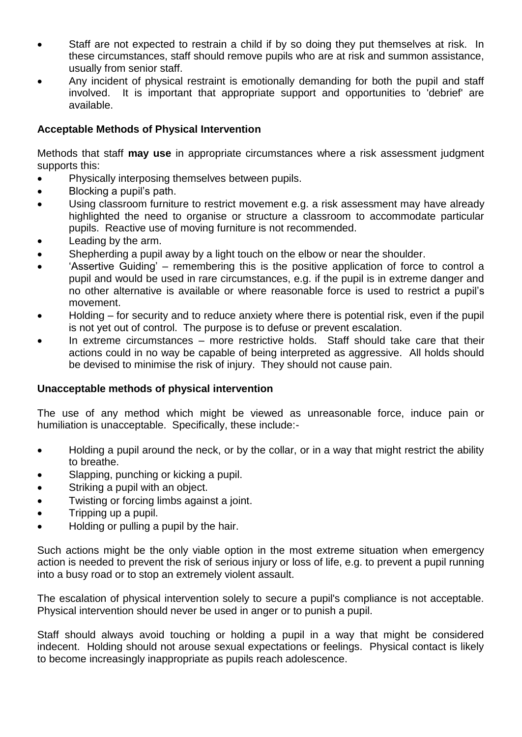- Staff are not expected to restrain a child if by so doing they put themselves at risk. In these circumstances, staff should remove pupils who are at risk and summon assistance, usually from senior staff.
- Any incident of physical restraint is emotionally demanding for both the pupil and staff involved. It is important that appropriate support and opportunities to 'debrief' are available.

**Acceptable Methods of Physical Intervention**

Methods that staff **may use** in appropriate circumstances where a risk assessment judgment supports this:

- Physically interposing themselves between pupils.
- Blocking a pupil's path.
- Using classroom furniture to restrict movement e.g. a risk assessment may have already highlighted the need to organise or structure a classroom to accommodate particular pupils. Reactive use of moving furniture is not recommended.
- Leading by the arm.
- Shepherding a pupil away by a light touch on the elbow or near the shoulder.
- 'Assertive Guiding' – remembering this is the positive application of force to control a pupil and would be used in rare circumstances, e.g. if the pupil is in extreme danger and no other alternative is available or where reasonable force is used to restrict a pupil's movement.
- Holding – for security and to reduce anxiety where there is potential risk, even if the pupil is not yet out of control. The purpose is to defuse or prevent escalation.
- In extreme circumstances – more restrictive holds. Staff should take care that their actions could in no way be capable of being interpreted as aggressive. All holds should be devised to minimise the risk of injury. They should not cause pain.

**Unacceptable methods of physical intervention**

The use of any method which might be viewed as unreasonable force, induce pain or humiliation is unacceptable. Specifically, these include:-

- Holding a pupil around the neck, or by the collar, or in a way that might restrict the ability to breathe.
- Slapping, punching or kicking a pupil.
- Striking a pupil with an object.
- Twisting or forcing limbs against a joint.
- Tripping up a pupil.
- Holding or pulling a pupil by the hair.

Such actions might be the only viable option in the most extreme situation when emergency action is needed to prevent the risk of serious injury or loss of life, e.g. to prevent a pupil running into a busy road or to stop an extremely violent assault.

The escalation of physical intervention solely to secure a pupil's compliance is not acceptable. Physical intervention should never be used in anger or to punish a pupil.

Staff should always avoid touching or holding a pupil in a way that might be considered indecent. Holding should not arouse sexual expectations or feelings. Physical contact is likely to become increasingly inappropriate as pupils reach adolescence.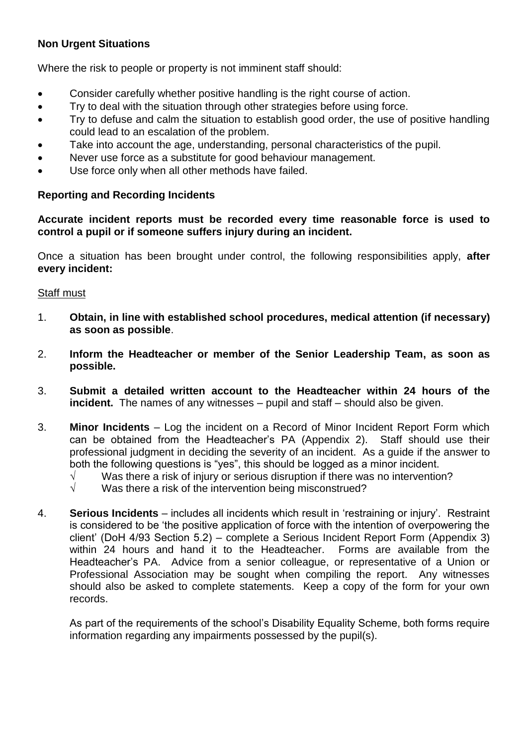**Non Urgent Situations**

Where the risk to people or property is not imminent staff should:

- Consider carefully whether positive handling is the right course of action.
- Try to deal with the situation through other strategies before using force.
- Try to defuse and calm the situation to establish good order, the use of positive handling could lead to an escalation of the problem.
- Take into account the age, understanding, personal characteristics of the pupil.
- Never use force as a substitute for good behaviour management.
- Use force only when all other methods have failed.

**Reporting and Recording Incidents**

**Accurate incident reports must be recorded every time reasonable force is used to control a pupil or if someone suffers injury during an incident.**

Once a situation has been brought under control, the following responsibilities apply, **after every incident:**

<u>Staff must</u>

1. **Obtain, in line with established school procedures, medical attention (if necessary) as soon as possible**.

2. **Inform the Headteacher or member of the Senior Leadership Team, as soon as possible.**

3. **Submit a detailed written account to the Headteacher within 24 hours of the incident.** The names of any witnesses – pupil and staff – should also be given.

3. **Minor Incidents** – Log the incident on a Record of Minor Incident Report Form which can be obtained from the Headteacher's PA (Appendix 2). Staff should use their professional judgment in deciding the severity of an incident. As a guide if the answer to both the following questions is "yes", this should be logged as a minor incident.
   √ Was there a risk of injury or serious disruption if there was no intervention?
   √ Was there a risk of the intervention being misconstrued?

4. **Serious Incidents** – includes all incidents which result in 'restraining or injury'. Restraint is considered to be 'the positive application of force with the intention of overpowering the client' (DoH 4/93 Section 5.2) – complete a Serious Incident Report Form (Appendix 3) within 24 hours and hand it to the Headteacher. Forms are available from the Headteacher's PA. Advice from a senior colleague, or representative of a Union or Professional Association may be sought when compiling the report. Any witnesses should also be asked to complete statements. Keep a copy of the form for your own records.

   As part of the requirements of the school's Disability Equality Scheme, both forms require information regarding any impairments possessed by the pupil(s).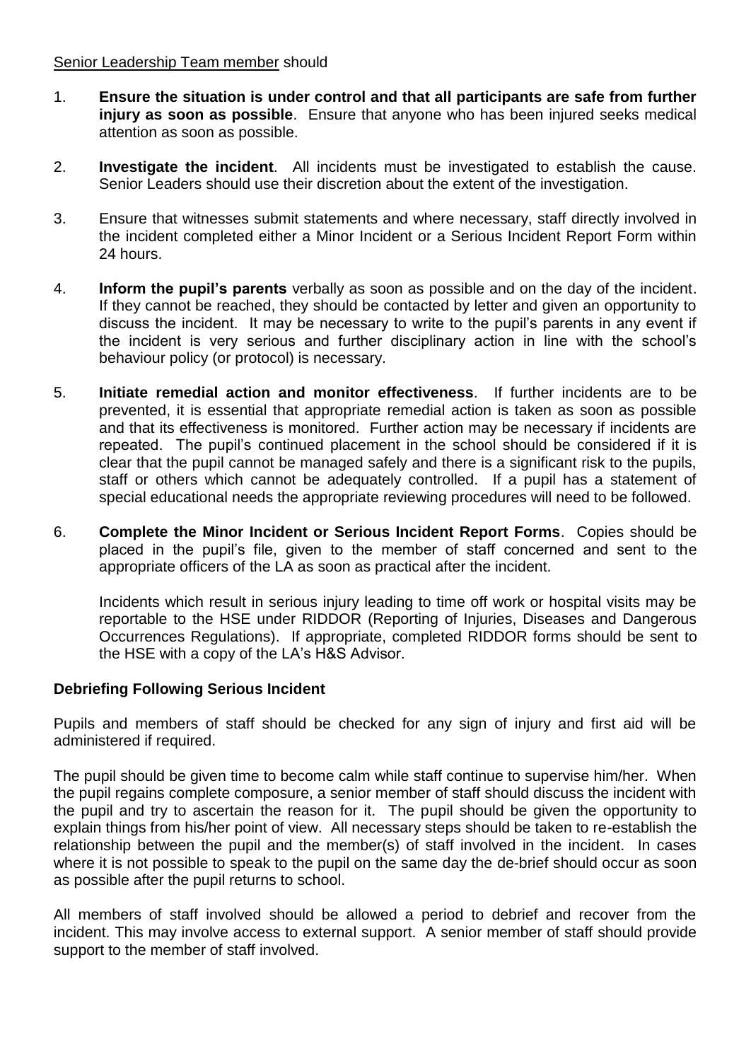Senior Leadership Team member should

1. **Ensure the situation is under control and that all participants are safe from further injury as soon as possible**. Ensure that anyone who has been injured seeks medical attention as soon as possible.

2. **Investigate the incident**. All incidents must be investigated to establish the cause. Senior Leaders should use their discretion about the extent of the investigation.

3. Ensure that witnesses submit statements and where necessary, staff directly involved in the incident completed either a Minor Incident or a Serious Incident Report Form within 24 hours.

4. **Inform the pupil's parents** verbally as soon as possible and on the day of the incident. If they cannot be reached, they should be contacted by letter and given an opportunity to discuss the incident. It may be necessary to write to the pupil's parents in any event if the incident is very serious and further disciplinary action in line with the school's behaviour policy (or protocol) is necessary.

5. **Initiate remedial action and monitor effectiveness**. If further incidents are to be prevented, it is essential that appropriate remedial action is taken as soon as possible and that its effectiveness is monitored. Further action may be necessary if incidents are repeated. The pupil's continued placement in the school should be considered if it is clear that the pupil cannot be managed safely and there is a significant risk to the pupils, staff or others which cannot be adequately controlled. If a pupil has a statement of special educational needs the appropriate reviewing procedures will need to be followed.

6. **Complete the Minor Incident or Serious Incident Report Forms**. Copies should be placed in the pupil's file, given to the member of staff concerned and sent to the appropriate officers of the LA as soon as practical after the incident.

   Incidents which result in serious injury leading to time off work or hospital visits may be reportable to the HSE under RIDDOR (Reporting of Injuries, Diseases and Dangerous Occurrences Regulations). If appropriate, completed RIDDOR forms should be sent to the HSE with a copy of the LA's H&S Advisor.

**Debriefing Following Serious Incident**

Pupils and members of staff should be checked for any sign of injury and first aid will be administered if required.

The pupil should be given time to become calm while staff continue to supervise him/her. When the pupil regains complete composure, a senior member of staff should discuss the incident with the pupil and try to ascertain the reason for it. The pupil should be given the opportunity to explain things from his/her point of view. All necessary steps should be taken to re-establish the relationship between the pupil and the member(s) of staff involved in the incident. In cases where it is not possible to speak to the pupil on the same day the de-brief should occur as soon as possible after the pupil returns to school.

All members of staff involved should be allowed a period to debrief and recover from the incident. This may involve access to external support. A senior member of staff should provide support to the member of staff involved.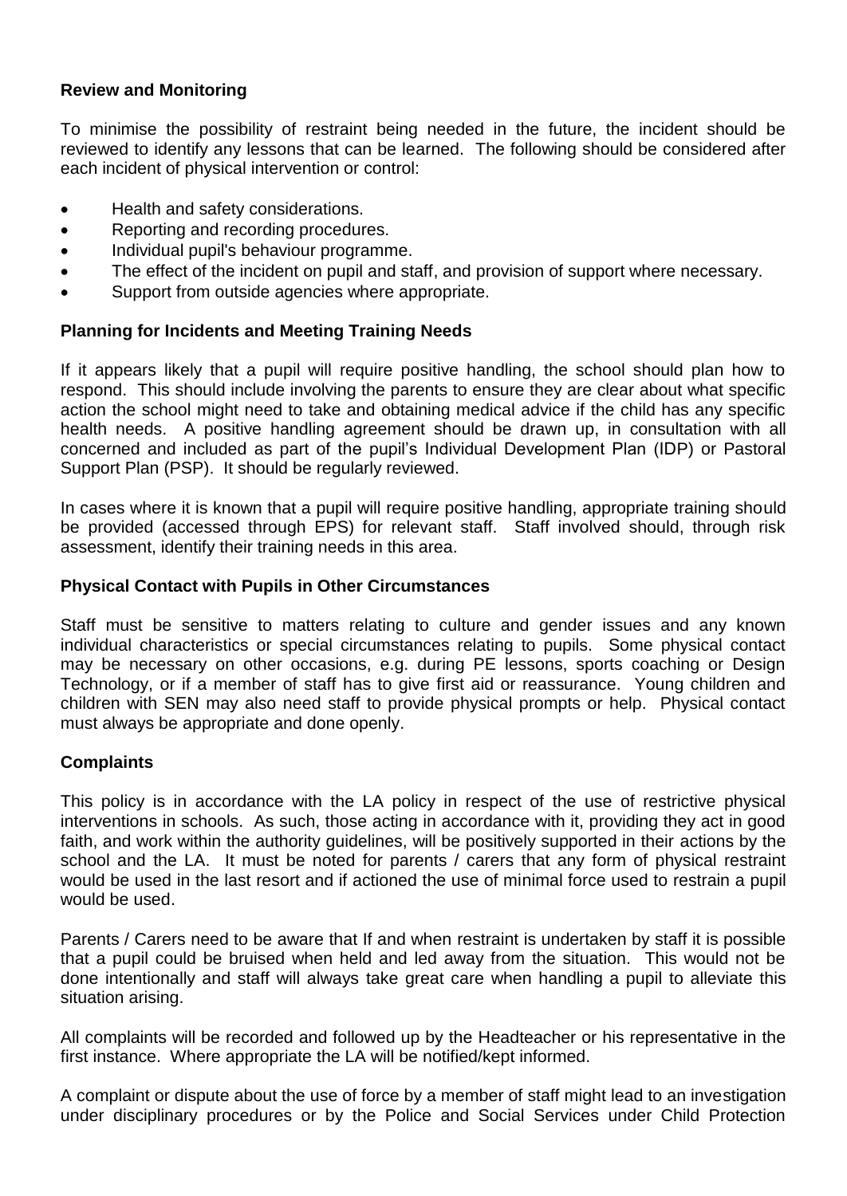### Review and Monitoring

To minimise the possibility of restraint being needed in the future, the incident should be reviewed to identify any lessons that can be learned. The following should be considered after each incident of physical intervention or control:

- Health and safety considerations.
- Reporting and recording procedures.
- Individual pupil's behaviour programme.
- The effect of the incident on pupil and staff, and provision of support where necessary.
- Support from outside agencies where appropriate.

### Planning for Incidents and Meeting Training Needs

If it appears likely that a pupil will require positive handling, the school should plan how to respond. This should include involving the parents to ensure they are clear about what specific action the school might need to take and obtaining medical advice if the child has any specific health needs. A positive handling agreement should be drawn up, in consultation with all concerned and included as part of the pupil's Individual Development Plan (IDP) or Pastoral Support Plan (PSP). It should be regularly reviewed.

In cases where it is known that a pupil will require positive handling, appropriate training should be provided (accessed through EPS) for relevant staff. Staff involved should, through risk assessment, identify their training needs in this area.

### Physical Contact with Pupils in Other Circumstances

Staff must be sensitive to matters relating to culture and gender issues and any known individual characteristics or special circumstances relating to pupils. Some physical contact may be necessary on other occasions, e.g. during PE lessons, sports coaching or Design Technology, or if a member of staff has to give first aid or reassurance. Young children and children with SEN may also need staff to provide physical prompts or help. Physical contact must always be appropriate and done openly.

### Complaints

This policy is in accordance with the LA policy in respect of the use of restrictive physical interventions in schools. As such, those acting in accordance with it, providing they act in good faith, and work within the authority guidelines, will be positively supported in their actions by the school and the LA. It must be noted for parents / carers that any form of physical restraint would be used in the last resort and if actioned the use of minimal force used to restrain a pupil would be used.

Parents / Carers need to be aware that If and when restraint is undertaken by staff it is possible that a pupil could be bruised when held and led away from the situation. This would not be done intentionally and staff will always take great care when handling a pupil to alleviate this situation arising.

All complaints will be recorded and followed up by the Headteacher or his representative in the first instance. Where appropriate the LA will be notified/kept informed.

A complaint or dispute about the use of force by a member of staff might lead to an investigation under disciplinary procedures or by the Police and Social Services under Child Protection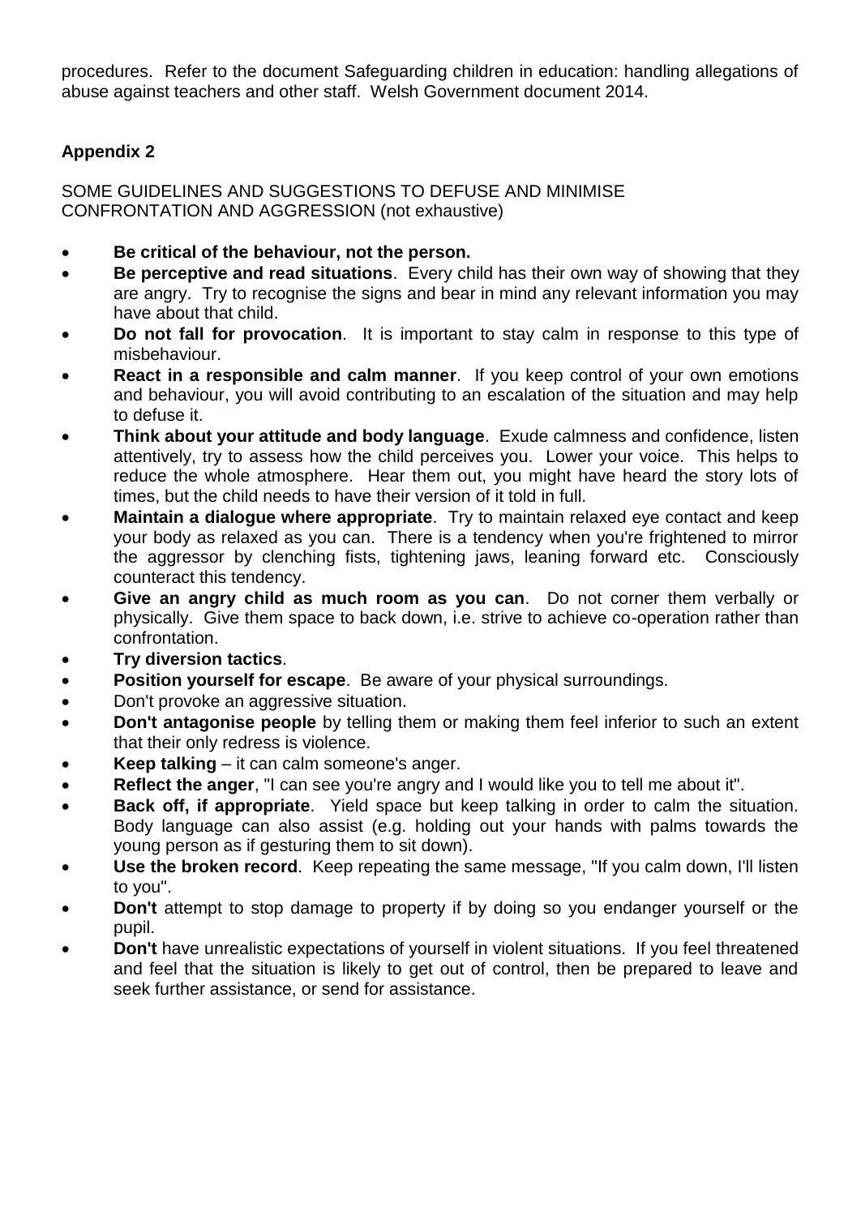procedures. Refer to the document Safeguarding children in education: handling allegations of abuse against teachers and other staff. Welsh Government document 2014.

## Appendix 2

SOME GUIDELINES AND SUGGESTIONS TO DEFUSE AND MINIMISE CONFRONTATION AND AGGRESSION (not exhaustive)

- **Be critical of the behaviour, not the person.**
- **Be perceptive and read situations**. Every child has their own way of showing that they are angry. Try to recognise the signs and bear in mind any relevant information you may have about that child.
- **Do not fall for provocation**. It is important to stay calm in response to this type of misbehaviour.
- **React in a responsible and calm manner**. If you keep control of your own emotions and behaviour, you will avoid contributing to an escalation of the situation and may help to defuse it.
- **Think about your attitude and body language**. Exude calmness and confidence, listen attentively, try to assess how the child perceives you. Lower your voice. This helps to reduce the whole atmosphere. Hear them out, you might have heard the story lots of times, but the child needs to have their version of it told in full.
- **Maintain a dialogue where appropriate**. Try to maintain relaxed eye contact and keep your body as relaxed as you can. There is a tendency when you're frightened to mirror the aggressor by clenching fists, tightening jaws, leaning forward etc. Consciously counteract this tendency.
- **Give an angry child as much room as you can**. Do not corner them verbally or physically. Give them space to back down, i.e. strive to achieve co-operation rather than confrontation.
- **Try diversion tactics**.
- **Position yourself for escape**. Be aware of your physical surroundings.
- Don't provoke an aggressive situation.
- **Don't antagonise people** by telling them or making them feel inferior to such an extent that their only redress is violence.
- **Keep talking** – it can calm someone's anger.
- **Reflect the anger**, "I can see you're angry and I would like you to tell me about it".
- **Back off, if appropriate**. Yield space but keep talking in order to calm the situation. Body language can also assist (e.g. holding out your hands with palms towards the young person as if gesturing them to sit down).
- **Use the broken record**. Keep repeating the same message, "If you calm down, I'll listen to you".
- **Don't** attempt to stop damage to property if by doing so you endanger yourself or the pupil.
- **Don't** have unrealistic expectations of yourself in violent situations. If you feel threatened and feel that the situation is likely to get out of control, then be prepared to leave and seek further assistance, or send for assistance.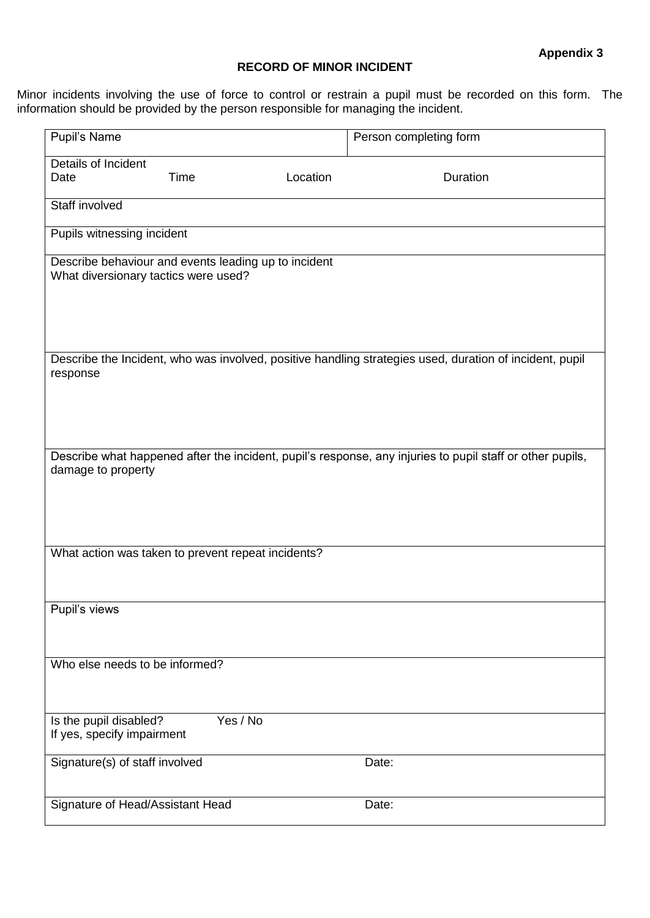**Appendix 3**

## RECORD OF MINOR INCIDENT

Minor incidents involving the use of force to control or restrain a pupil must be recorded on this form. The information should be provided by the person responsible for managing the incident.

| Pupil's Name | Person completing form |
|---|---|
| Details of Incident<br>Date          Time          Location          Duration | |
| Staff involved | |
| Pupils witnessing incident | |
| Describe behaviour and events leading up to incident<br>What diversionary tactics were used? | |
| Describe the Incident, who was involved, positive handling strategies used, duration of incident, pupil response | |
| Describe what happened after the incident, pupil's response, any injuries to pupil staff or other pupils, damage to property | |
| What action was taken to prevent repeat incidents? | |
| Pupil's views | |
| Who else needs to be informed? | |
| Is the pupil disabled?          Yes / No<br>If yes, specify impairment | |
| Signature(s) of staff involved | Date: |
| Signature of Head/Assistant Head | Date: |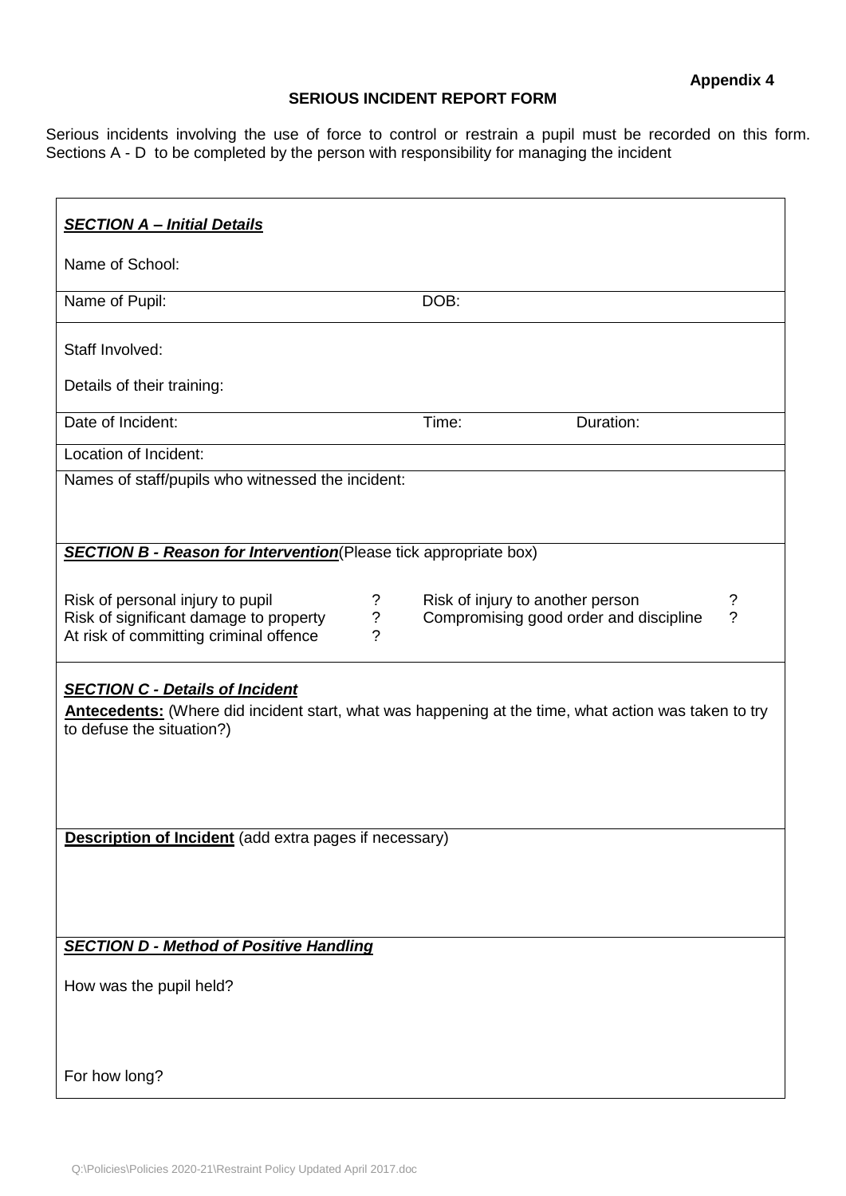**Appendix 4**

**SERIOUS INCIDENT REPORT FORM**

Serious incidents involving the use of force to control or restrain a pupil must be recorded on this form. Sections A - D to be completed by the person with responsibility for managing the incident

***SECTION A – Initial Details***

Name of School:

| Name of Pupil: | DOB: | |
|---|---|---|
| Staff Involved:<br><br>Details of their training: | | |
| Date of Incident: | Time: | Duration: |
| Location of Incident: | | |
| Names of staff/pupils who witnessed the incident: | | |

***SECTION B - Reason for Intervention***(Please tick appropriate box)

| | | | |
|---|---|---|---|
| Risk of personal injury to pupil | ? | Risk of injury to another person | ? |
| Risk of significant damage to property | ? | Compromising good order and discipline | ? |
| At risk of committing criminal offence | ? | | |

***SECTION C - Details of Incident***

**Antecedents:** (Where did incident start, what was happening at the time, what action was taken to try to defuse the situation?)

**Description of Incident** (add extra pages if necessary)

***SECTION D - Method of Positive Handling***

How was the pupil held?

For how long?

Q:\Policies\Policies 2020-21\Restraint Policy Updated April 2017.doc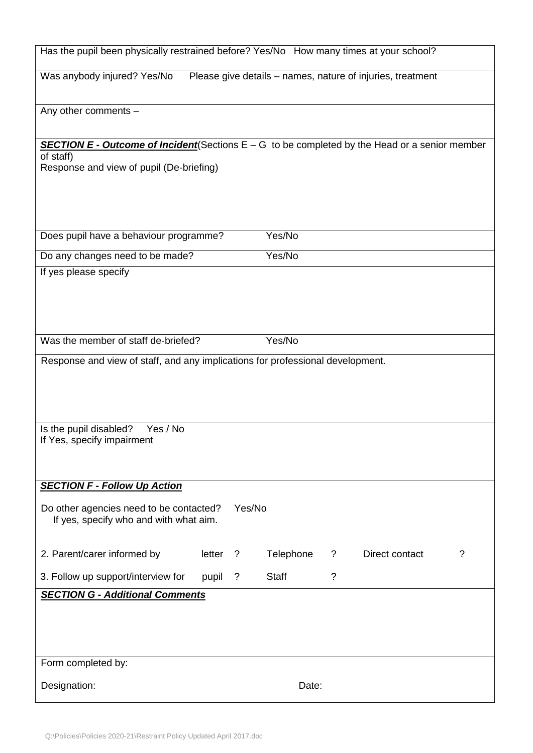Has the pupil been physically restrained before? Yes/No   How many times at your school?

Was anybody injured? Yes/No   Please give details – names, nature of injuries, treatment

Any other comments –

***SECTION E - Outcome of Incident***(Sections E – G to be completed by the Head or a senior member of staff)

Response and view of pupil (De-briefing)

Does pupil have a behaviour programme?   Yes/No

Do any changes need to be made?   Yes/No

If yes please specify

Was the member of staff de-briefed?   Yes/No

Response and view of staff, and any implications for professional development.

Is the pupil disabled?   Yes / No

If Yes, specify impairment

***SECTION F - Follow Up Action***

Do other agencies need to be contacted?   Yes/No

If yes, specify who and with what aim.

2. Parent/carer informed by   letter ?   Telephone ?   Direct contact ?

3. Follow up support/interview for   pupil ?   Staff ?

***SECTION G - Additional Comments***

Form completed by:

Designation:   Date:

Q:\Policies\Policies 2020-21\Restraint Policy Updated April 2017.doc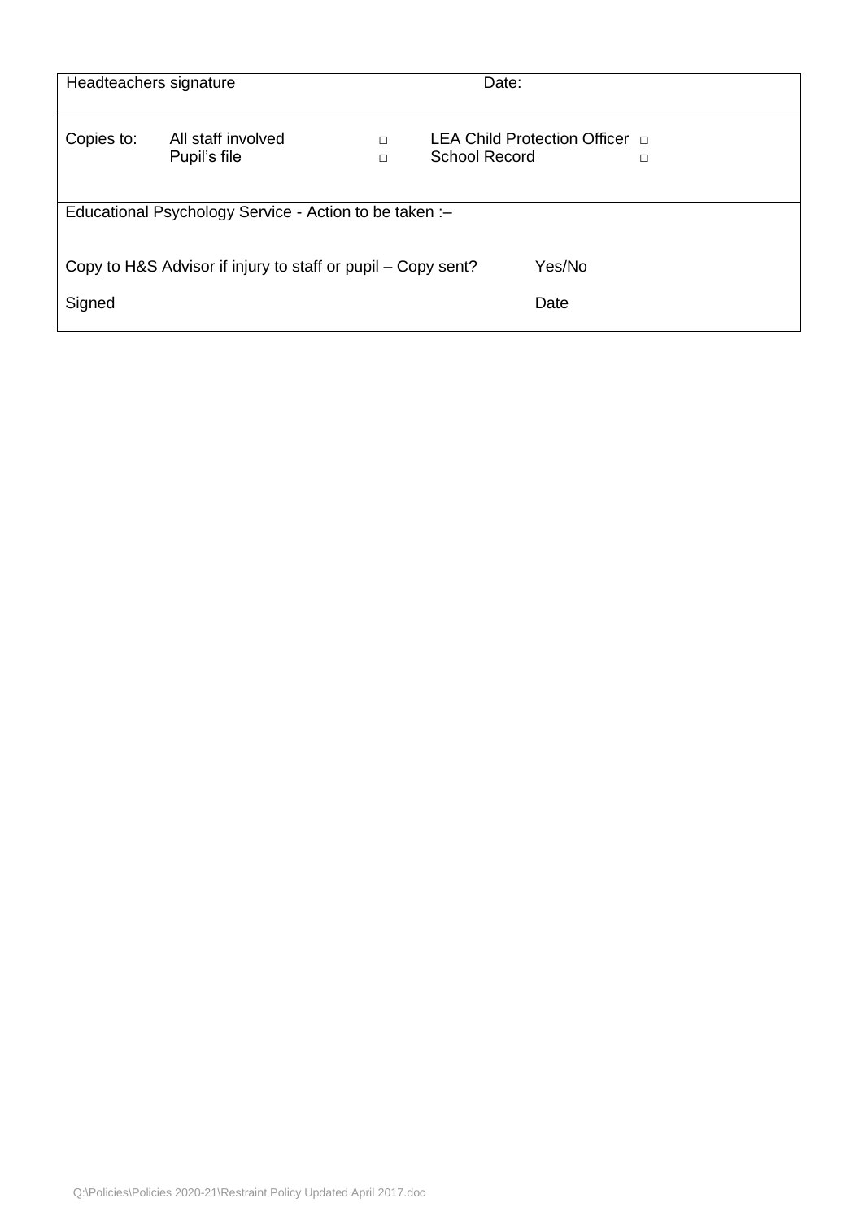| Headteachers signature | | | Date: | |
|---|---|---|---|---|
| Copies to: | All staff involved<br>Pupil's file | □<br>□ | LEA Child Protection Officer<br>School Record | □<br>□ |
| Educational Psychology Service - Action to be taken :– | | | | |
| Copy to H&S Advisor if injury to staff or pupil – Copy sent? | | | Yes/No | |
| Signed | | | Date | |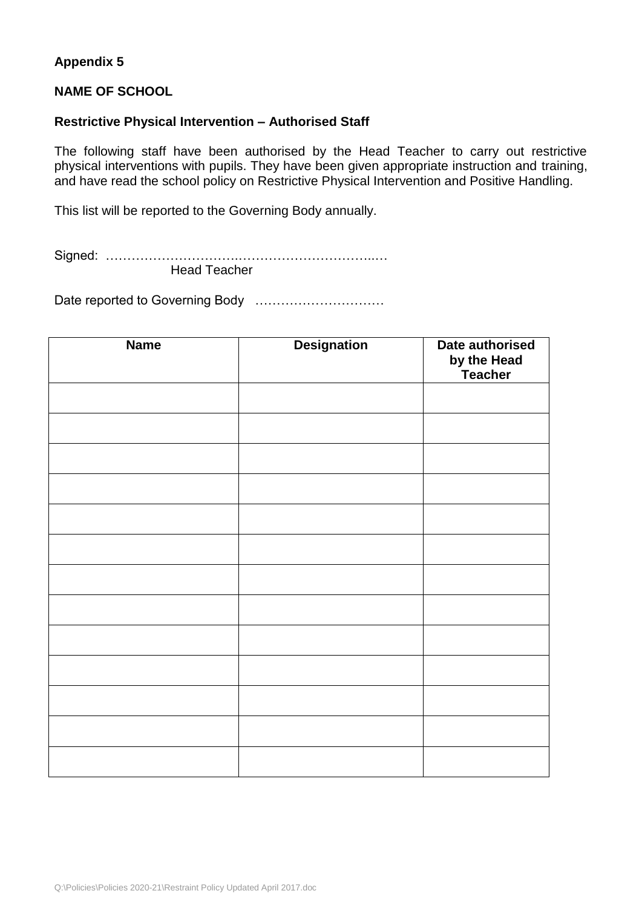**Appendix 5**

**NAME OF SCHOOL**

**Restrictive Physical Intervention – Authorised Staff**

The following staff have been authorised by the Head Teacher to carry out restrictive physical interventions with pupils. They have been given appropriate instruction and training, and have read the school policy on Restrictive Physical Intervention and Positive Handling.

This list will be reported to the Governing Body annually.

Signed: …………………………..…………………………..…
Head Teacher

Date reported to Governing Body …………………………

| Name | Designation | Date authorised by the Head Teacher |
|---|---|---|
| | | |
| | | |
| | | |
| | | |
| | | |
| | | |
| | | |
| | | |
| | | |
| | | |
| | | |
| | | |
| | | |

Q:\Policies\Policies 2020-21\Restraint Policy Updated April 2017.doc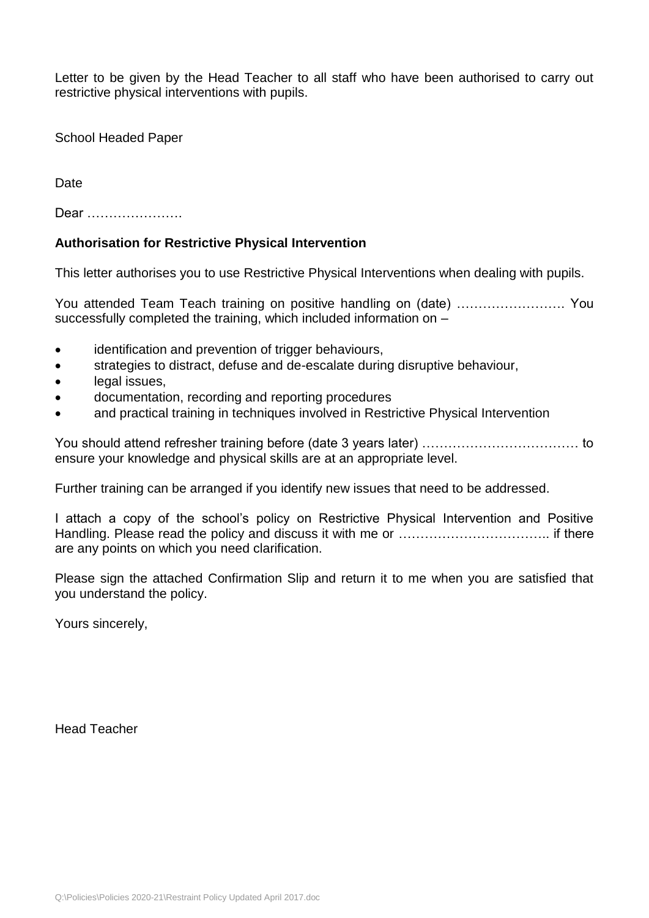Letter to be given by the Head Teacher to all staff who have been authorised to carry out restrictive physical interventions with pupils.

School Headed Paper

Date

Dear ………………….

**Authorisation for Restrictive Physical Intervention**

This letter authorises you to use Restrictive Physical Interventions when dealing with pupils.

You attended Team Teach training on positive handling on (date) ……………………. You successfully completed the training, which included information on –

- identification and prevention of trigger behaviours,
- strategies to distract, defuse and de-escalate during disruptive behaviour,
- legal issues,
- documentation, recording and reporting procedures
- and practical training in techniques involved in Restrictive Physical Intervention

You should attend refresher training before (date 3 years later) ……………………………… to ensure your knowledge and physical skills are at an appropriate level.

Further training can be arranged if you identify new issues that need to be addressed.

I attach a copy of the school's policy on Restrictive Physical Intervention and Positive Handling. Please read the policy and discuss it with me or …………………………….. if there are any points on which you need clarification.

Please sign the attached Confirmation Slip and return it to me when you are satisfied that you understand the policy.

Yours sincerely,

Head Teacher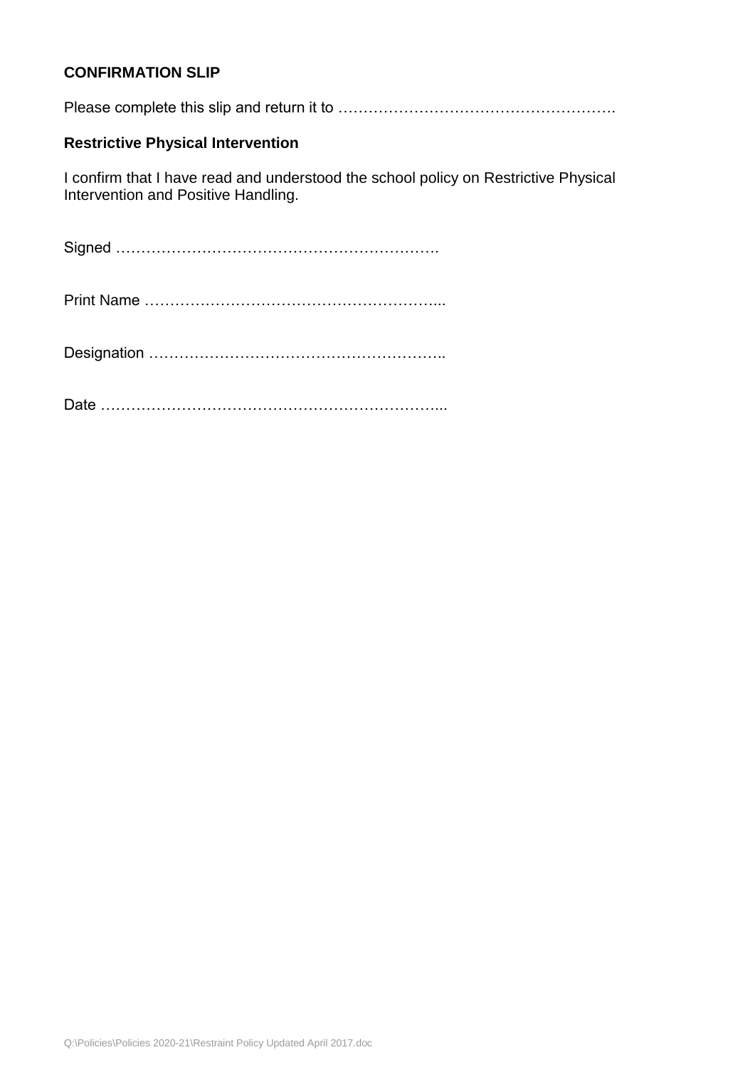**CONFIRMATION SLIP**

Please complete this slip and return it to ……………………………………………….

**Restrictive Physical Intervention**

I confirm that I have read and understood the school policy on Restrictive Physical Intervention and Positive Handling.

Signed ……………………………………………………….

Print Name …………………………………………………...

Designation …………………………………………………..

Date …………………………………………………………...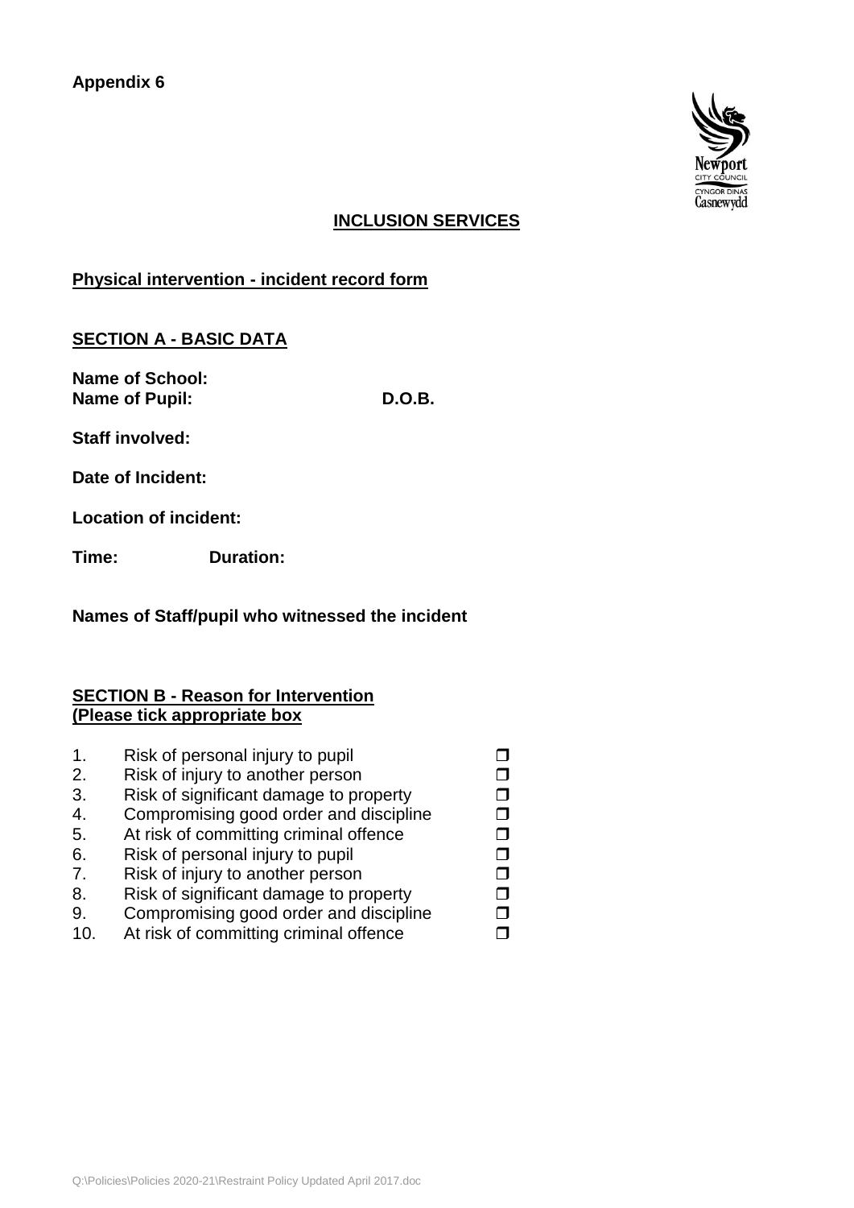**Appendix 6**

**INCLUSION SERVICES**

**Physical intervention - incident record form**

**SECTION A - BASIC DATA**

**Name of School:**
**Name of Pupil:** **D.O.B.**

**Staff involved:**

**Date of Incident:**

**Location of incident:**

**Time:** **Duration:**

**Names of Staff/pupil who witnessed the incident**

**SECTION B - Reason for Intervention**
**(Please tick appropriate box**

1. Risk of personal injury to pupil ❐
2. Risk of injury to another person ❐
3. Risk of significant damage to property ❐
4. Compromising good order and discipline ❐
5. At risk of committing criminal offence ❐
6. Risk of personal injury to pupil ❐
7. Risk of injury to another person ❐
8. Risk of significant damage to property ❐
9. Compromising good order and discipline ❐
10. At risk of committing criminal offence ❐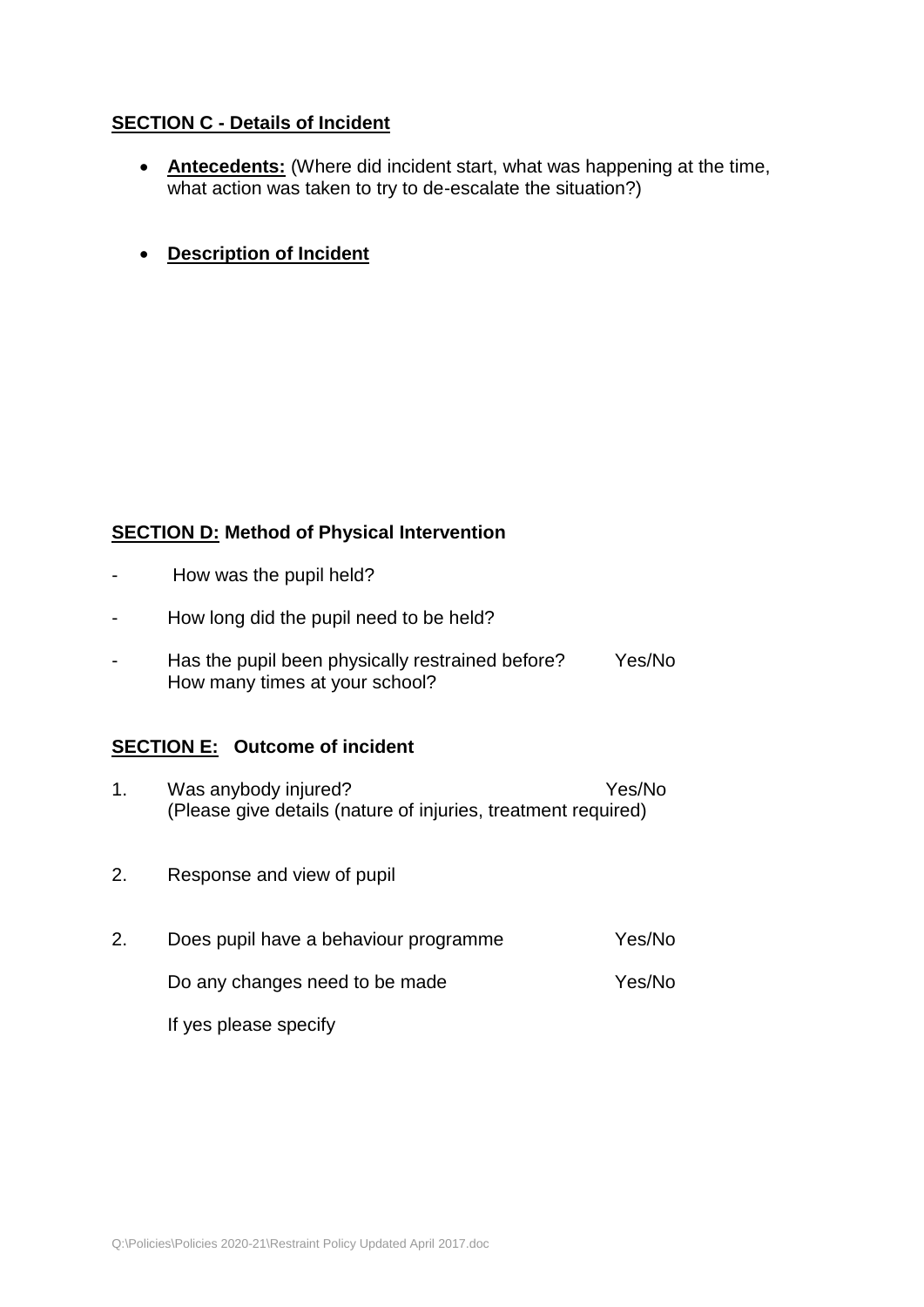**SECTION C - Details of Incident**

- **Antecedents:** (Where did incident start, what was happening at the time, what action was taken to try to de-escalate the situation?)

- **Description of Incident**

**SECTION D: Method of Physical Intervention**

- How was the pupil held?
- How long did the pupil need to be held?
- Has the pupil been physically restrained before? Yes/No
  How many times at your school?

**SECTION E: Outcome of incident**

1. Was anybody injured? Yes/No
   (Please give details (nature of injuries, treatment required)

2. Response and view of pupil

2. Does pupil have a behaviour programme Yes/No

   Do any changes need to be made Yes/No

   If yes please specify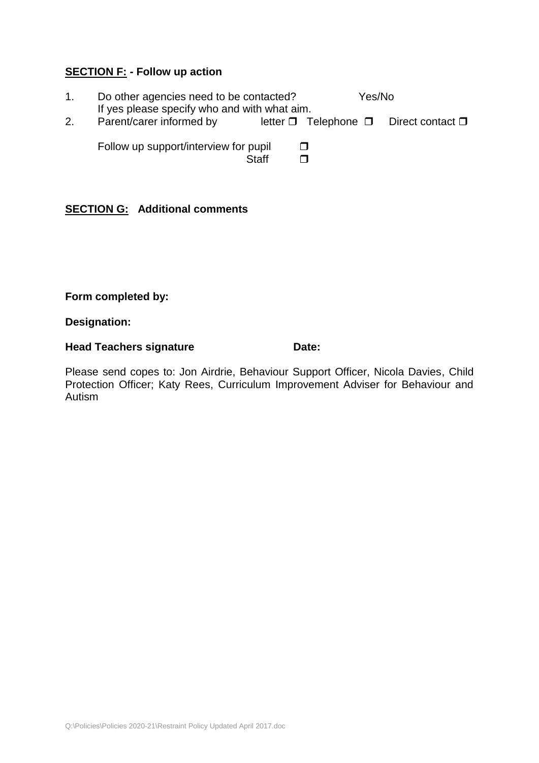**SECTION F: - Follow up action**

1. Do other agencies need to be contacted? Yes/No
   If yes please specify who and with what aim.
2. Parent/carer informed by letter ❐ Telephone ❐ Direct contact ❐

   Follow up support/interview for pupil ❐
   Staff ❐

**SECTION G: Additional comments**

**Form completed by:**

**Designation:**

**Head Teachers signature** **Date:**

Please send copes to: Jon Airdrie, Behaviour Support Officer, Nicola Davies, Child Protection Officer; Katy Rees, Curriculum Improvement Adviser for Behaviour and Autism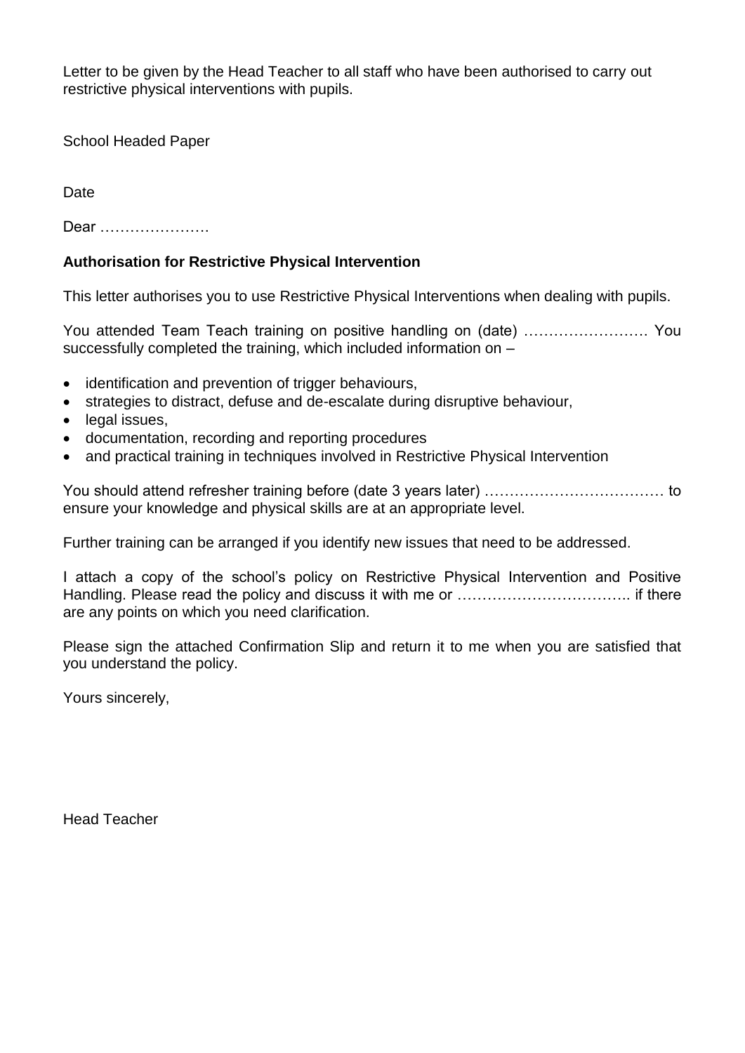Letter to be given by the Head Teacher to all staff who have been authorised to carry out restrictive physical interventions with pupils.

School Headed Paper

Date

Dear ………………….

**Authorisation for Restrictive Physical Intervention**

This letter authorises you to use Restrictive Physical Interventions when dealing with pupils.

You attended Team Teach training on positive handling on (date) ……………………. You successfully completed the training, which included information on –

- identification and prevention of trigger behaviours,
- strategies to distract, defuse and de-escalate during disruptive behaviour,
- legal issues,
- documentation, recording and reporting procedures
- and practical training in techniques involved in Restrictive Physical Intervention

You should attend refresher training before (date 3 years later) ……………………………… to ensure your knowledge and physical skills are at an appropriate level.

Further training can be arranged if you identify new issues that need to be addressed.

I attach a copy of the school's policy on Restrictive Physical Intervention and Positive Handling. Please read the policy and discuss it with me or …………………………….. if there are any points on which you need clarification.

Please sign the attached Confirmation Slip and return it to me when you are satisfied that you understand the policy.

Yours sincerely,

Head Teacher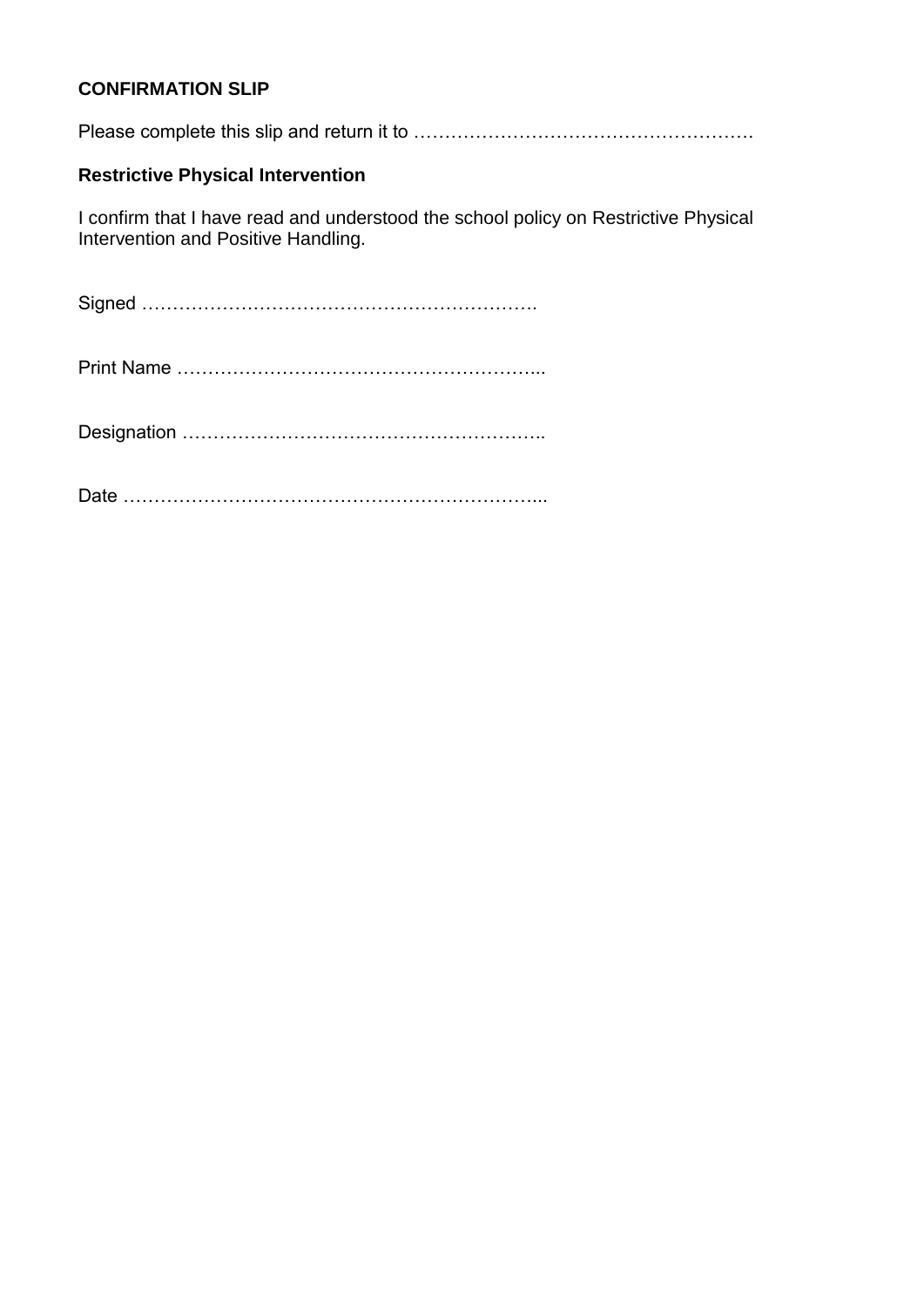**CONFIRMATION SLIP**

Please complete this slip and return it to ……………………………………………….

**Restrictive Physical Intervention**

I confirm that I have read and understood the school policy on Restrictive Physical Intervention and Positive Handling.

Signed ……………………………………………………….

Print Name …………………………………………………...

Designation …………………………………………………..

Date …………………………………………………………...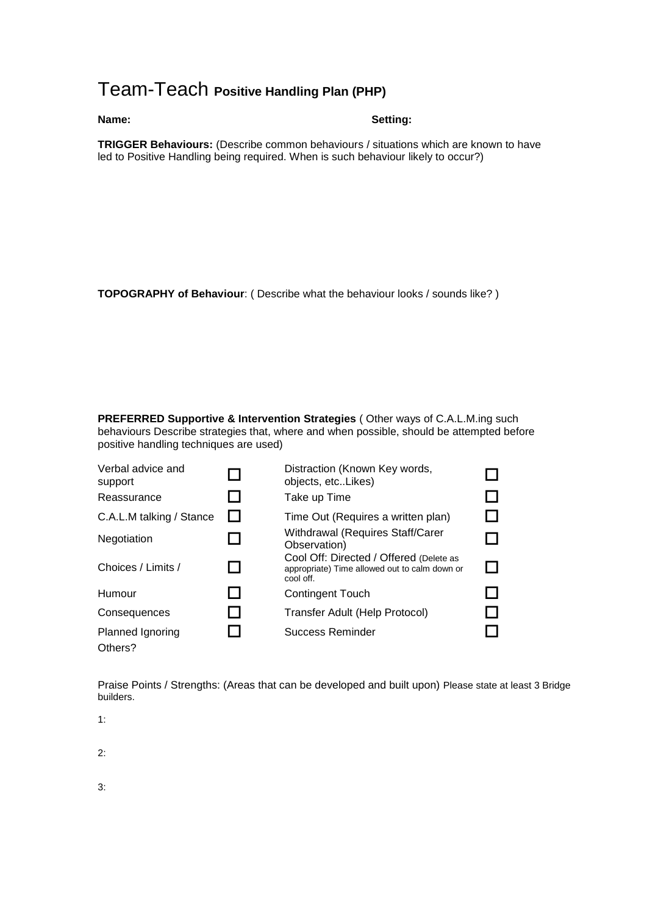# Team-Teach **Positive Handling Plan (PHP)**

**Name:** **Setting:**

**TRIGGER Behaviours:** (Describe common behaviours / situations which are known to have led to Positive Handling being required. When is such behaviour likely to occur?)

**TOPOGRAPHY of Behaviour**: ( Describe what the behaviour looks / sounds like? )

**PREFERRED Supportive & Intervention Strategies** ( Other ways of C.A.L.M.ing such behaviours Describe strategies that, where and when possible, should be attempted before positive handling techniques are used)

| | | | |
|---|---|---|---|
| Verbal advice and support | ☐ | Distraction (Known Key words, objects, etc..Likes) | ☐ |
| Reassurance | ☐ | Take up Time | ☐ |
| C.A.L.M talking / Stance | ☐ | Time Out (Requires a written plan) | ☐ |
| Negotiation | ☐ | Withdrawal (Requires Staff/Carer Observation) | ☐ |
| Choices / Limits / | ☐ | Cool Off: Directed / Offered (Delete as appropriate) Time allowed out to calm down or cool off. | ☐ |
| Humour | ☐ | Contingent Touch | ☐ |
| Consequences | ☐ | Transfer Adult (Help Protocol) | ☐ |
| Planned Ignoring | ☐ | Success Reminder | ☐ |
| Others? | | | |

Praise Points / Strengths: (Areas that can be developed and built upon) Please state at least 3 Bridge builders.

1:

2:

3: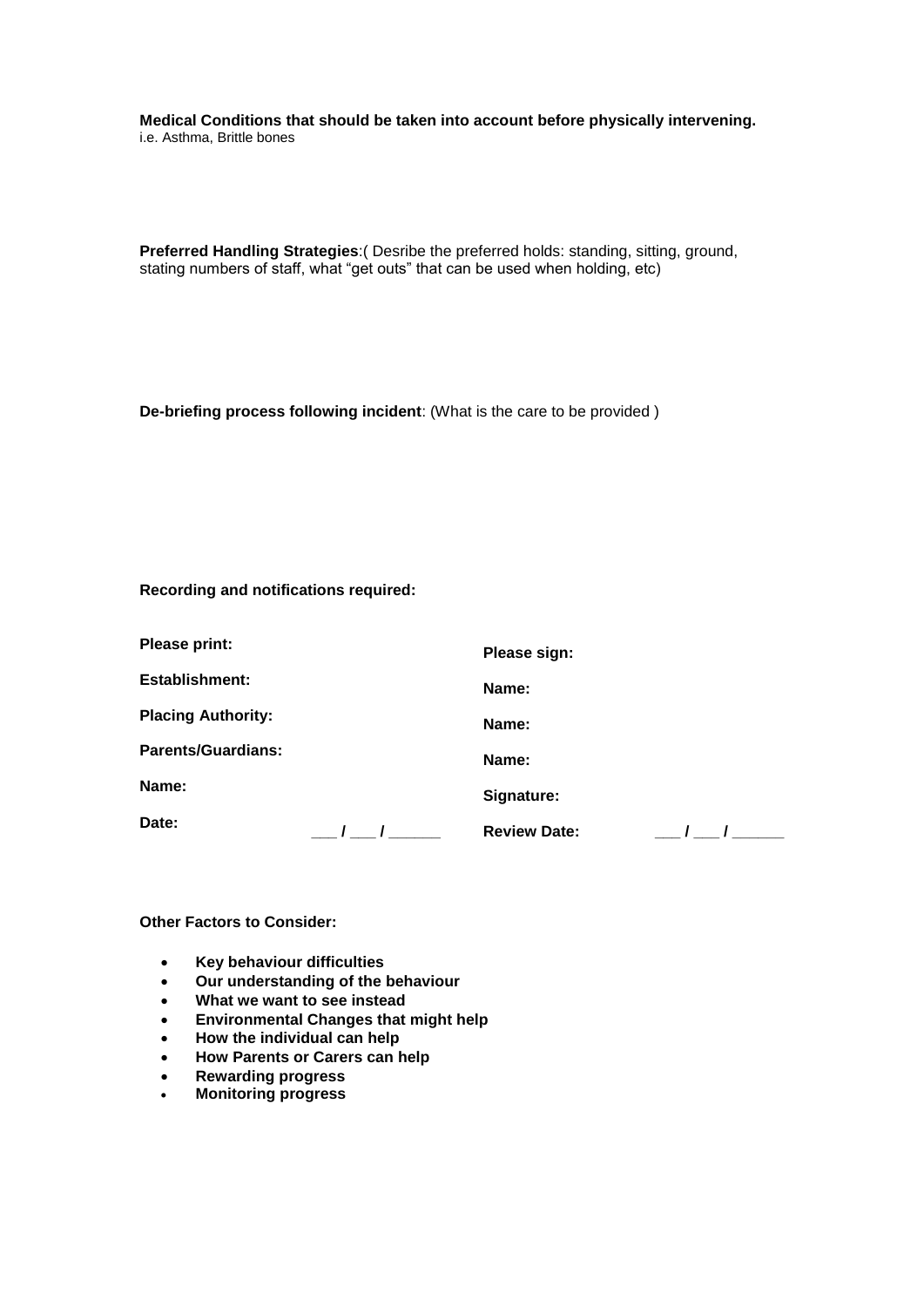**Medical Conditions that should be taken into account before physically intervening.**
i.e. Asthma, Brittle bones

**Preferred Handling Strategies**:( Desribe the preferred holds: standing, sitting, ground, stating numbers of staff, what "get outs" that can be used when holding, etc)

**De-briefing process following incident**: (What is the care to be provided )

**Recording and notifications required:**

| | | | |
|---|---|---|---|
| **Please print:** | | **Please sign:** | |
| **Establishment:** | | **Name:** | |
| **Placing Authority:** | | **Name:** | |
| **Parents/Guardians:** | | **Name:** | |
| **Name:** | | **Signature:** | |
| **Date:** | ___ / ___ / ______ | **Review Date:** | ___ / ___ / ______ |

**Other Factors to Consider:**

- **Key behaviour difficulties**
- **Our understanding of the behaviour**
- **What we want to see instead**
- **Environmental Changes that might help**
- **How the individual can help**
- **How Parents or Carers can help**
- **Rewarding progress**
- **Monitoring progress**